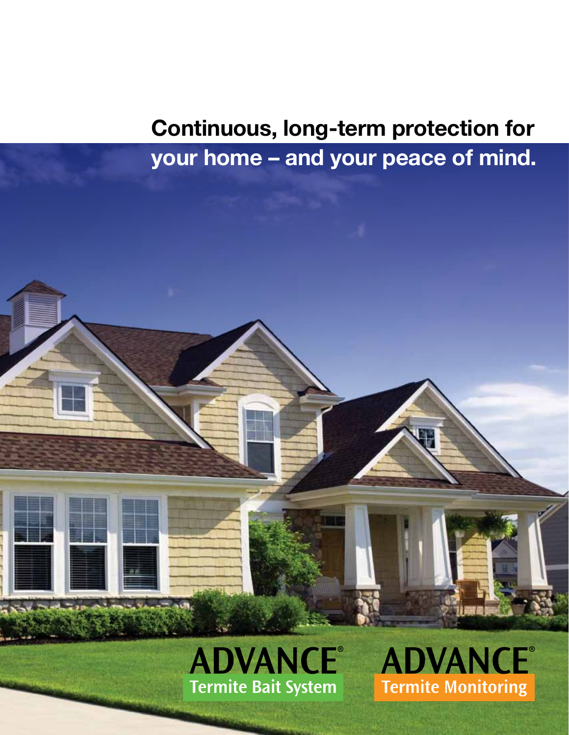# Continuous, long-term protection for your home – and your peace of mind.

**ADVANCE®**
Termite Bait System

**ADVANCE®**
Termite Monitoring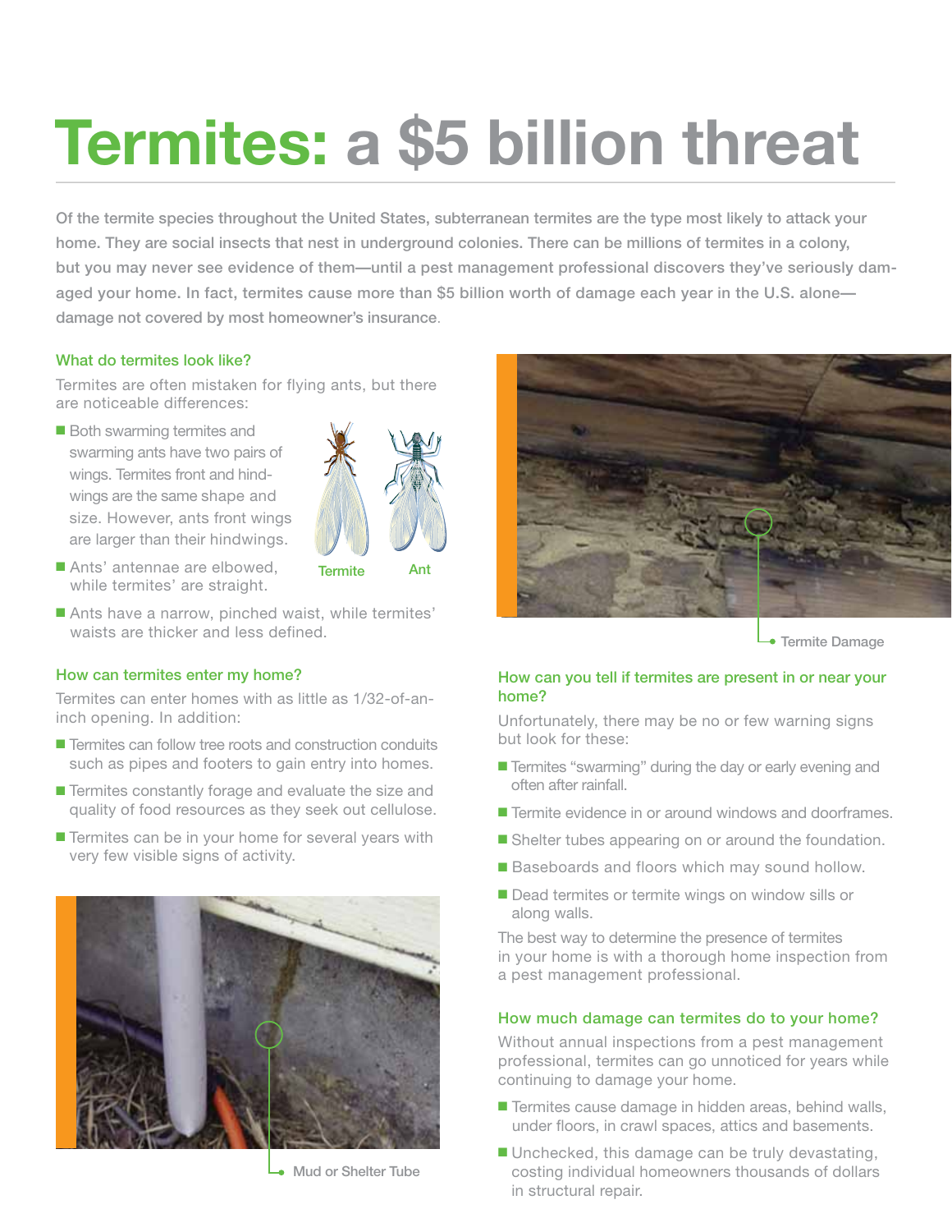# Termites: a $5 billion threat

Of the termite species throughout the United States, subterranean termites are the type most likely to attack your home. They are social insects that nest in underground colonies. There can be millions of termites in a colony, but you may never see evidence of them—until a pest management professional discovers they've seriously damaged your home. In fact, termites cause more than $5 billion worth of damage each year in the U.S. alone—damage not covered by most homeowner's insurance.

## What do termites look like?

Termites are often mistaken for flying ants, but there are noticeable differences:

- Both swarming termites and swarming ants have two pairs of wings. Termites front and hindwings are the same shape and size. However, ants front wings are larger than their hindwings.
- Ants' antennae are elbowed, while termites' are straight.
- Ants have a narrow, pinched waist, while termites' waists are thicker and less defined.

Termite    Ant

## How can termites enter my home?

Termites can enter homes with as little as 1/32-of-an-inch opening. In addition:

- Termites can follow tree roots and construction conduits such as pipes and footers to gain entry into homes.
- Termites constantly forage and evaluate the size and quality of food resources as they seek out cellulose.
- Termites can be in your home for several years with very few visible signs of activity.

Mud or Shelter Tube

Termite Damage

## How can you tell if termites are present in or near your home?

Unfortunately, there may be no or few warning signs but look for these:

- Termites "swarming" during the day or early evening and often after rainfall.
- Termite evidence in or around windows and doorframes.
- Shelter tubes appearing on or around the foundation.
- Baseboards and floors which may sound hollow.
- Dead termites or termite wings on window sills or along walls.

The best way to determine the presence of termites in your home is with a thorough home inspection from a pest management professional.

## How much damage can termites do to your home?

Without annual inspections from a pest management professional, termites can go unnoticed for years while continuing to damage your home.

- Termites cause damage in hidden areas, behind walls, under floors, in crawl spaces, attics and basements.
- Unchecked, this damage can be truly devastating, costing individual homeowners thousands of dollars in structural repair.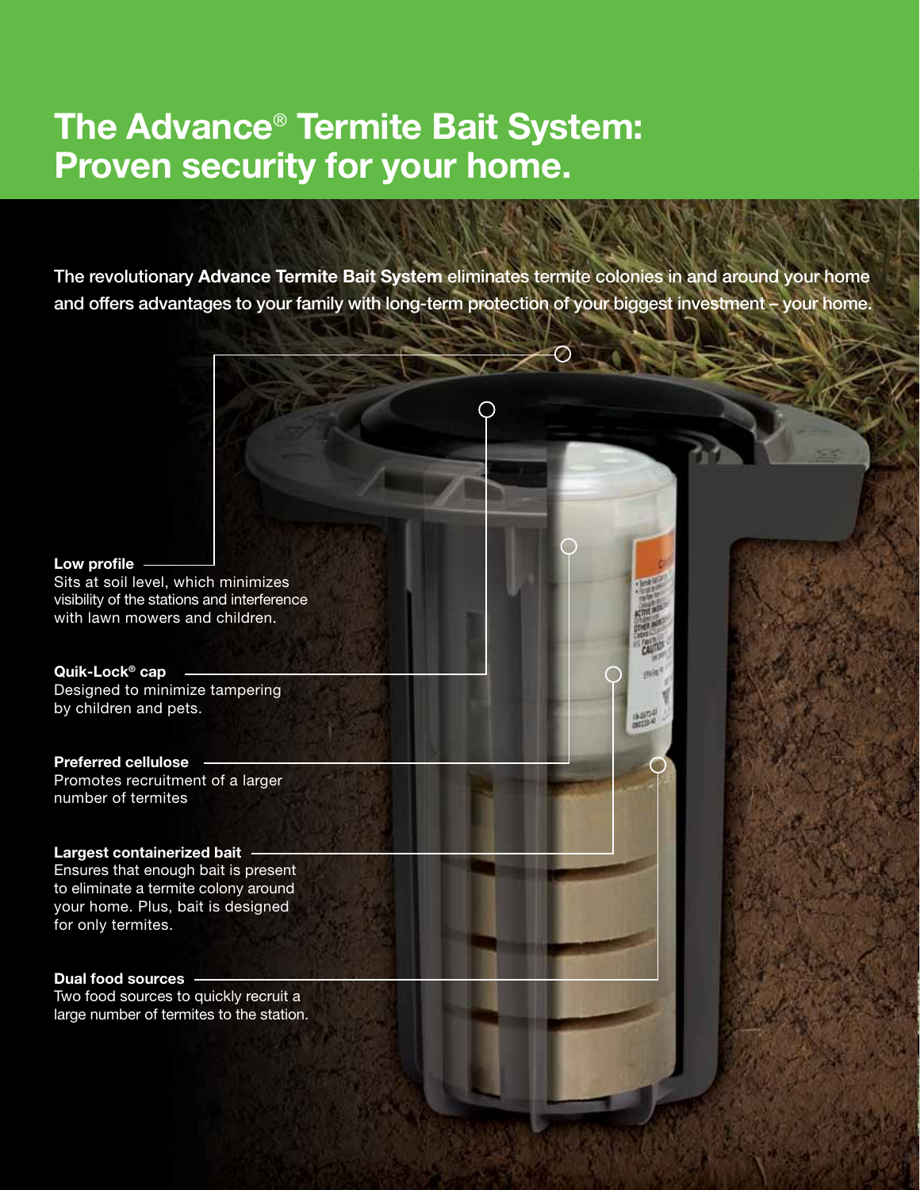# The Advance® Termite Bait System: Proven security for your home.

The revolutionary **Advance Termite Bait System** eliminates termite colonies in and around your home and offers advantages to your family with long-term protection of your biggest investment – your home.

**Low profile**
Sits at soil level, which minimizes visibility of the stations and interference with lawn mowers and children.

**Quik-Lock® cap**
Designed to minimize tampering by children and pets.

**Preferred cellulose**
Promotes recruitment of a larger number of termites

**Largest containerized bait**
Ensures that enough bait is present to eliminate a termite colony around your home. Plus, bait is designed for only termites.

**Dual food sources**
Two food sources to quickly recruit a large number of termites to the station.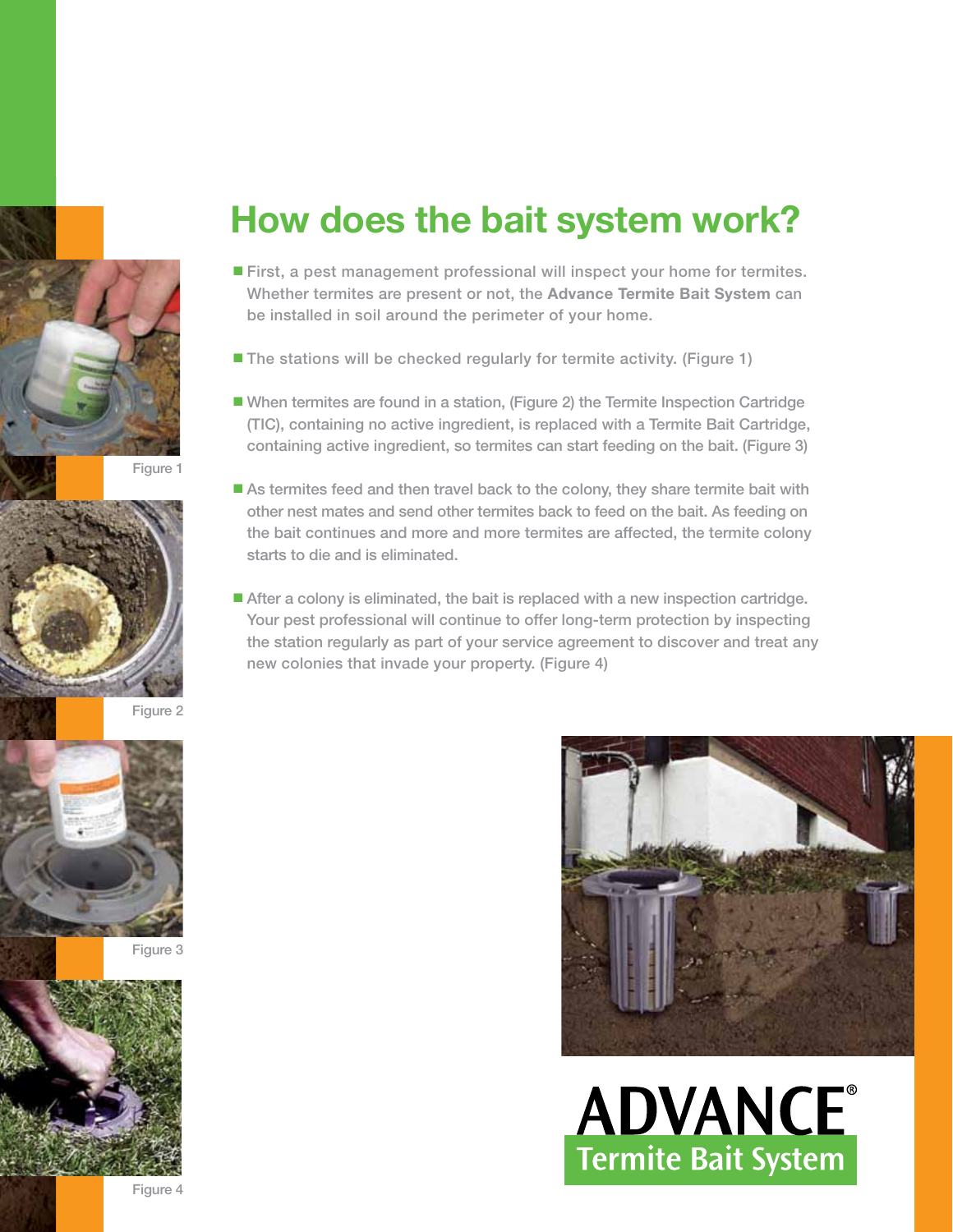# How does the bait system work?

- First, a pest management professional will inspect your home for termites. Whether termites are present or not, the **Advance Termite Bait System** can be installed in soil around the perimeter of your home.
- The stations will be checked regularly for termite activity. (Figure 1)
- When termites are found in a station, (Figure 2) the Termite Inspection Cartridge (TIC), containing no active ingredient, is replaced with a Termite Bait Cartridge, containing active ingredient, so termites can start feeding on the bait. (Figure 3)
- As termites feed and then travel back to the colony, they share termite bait with other nest mates and send other termites back to feed on the bait. As feeding on the bait continues and more and more termites are affected, the termite colony starts to die and is eliminated.
- After a colony is eliminated, the bait is replaced with a new inspection cartridge. Your pest professional will continue to offer long-term protection by inspecting the station regularly as part of your service agreement to discover and treat any new colonies that invade your property. (Figure 4)

Figure 1

Figure 2

Figure 3

Figure 4

ADVANCE®
Termite Bait System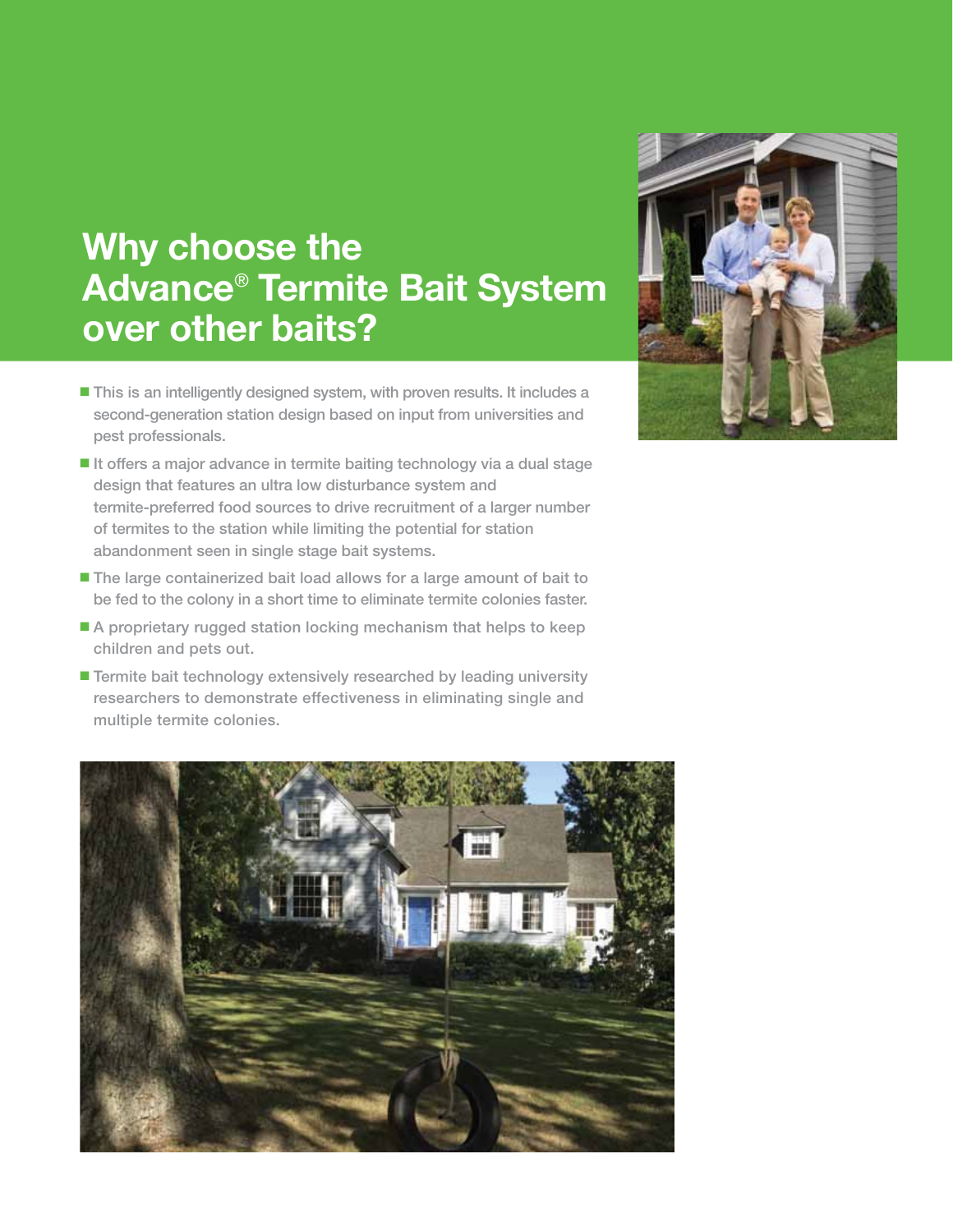# Why choose the Advance® Termite Bait System over other baits?

- This is an intelligently designed system, with proven results. It includes a second-generation station design based on input from universities and pest professionals.
- It offers a major advance in termite baiting technology via a dual stage design that features an ultra low disturbance system and termite-preferred food sources to drive recruitment of a larger number of termites to the station while limiting the potential for station abandonment seen in single stage bait systems.
- The large containerized bait load allows for a large amount of bait to be fed to the colony in a short time to eliminate termite colonies faster.
- A proprietary rugged station locking mechanism that helps to keep children and pets out.
- Termite bait technology extensively researched by leading university researchers to demonstrate effectiveness in eliminating single and multiple termite colonies.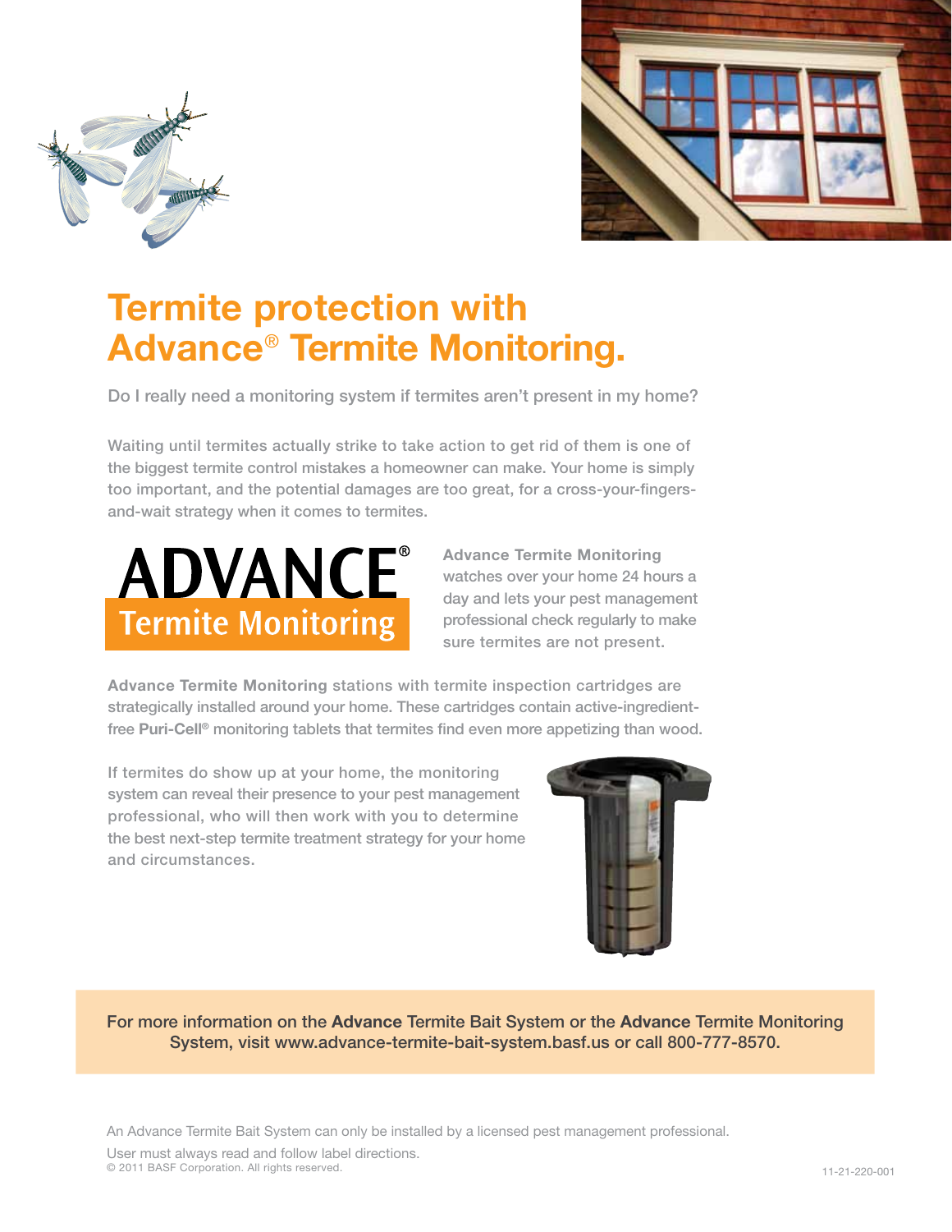# Termite protection with Advance® Termite Monitoring.

Do I really need a monitoring system if termites aren't present in my home?

Waiting until termites actually strike to take action to get rid of them is one of the biggest termite control mistakes a homeowner can make. Your home is simply too important, and the potential damages are too great, for a cross-your-fingers-and-wait strategy when it comes to termites.

ADVANCE®
Termite Monitoring

**Advance Termite Monitoring** watches over your home 24 hours a day and lets your pest management professional check regularly to make sure termites are not present.

**Advance Termite Monitoring** stations with termite inspection cartridges are strategically installed around your home. These cartridges contain active-ingredient-free **Puri-Cell®** monitoring tablets that termites find even more appetizing than wood.

If termites do show up at your home, the monitoring system can reveal their presence to your pest management professional, who will then work with you to determine the best next-step termite treatment strategy for your home and circumstances.

For more information on the **Advance** Termite Bait System or the **Advance** Termite Monitoring System, visit www.advance-termite-bait-system.basf.us or call 800-777-8570.

An Advance Termite Bait System can only be installed by a licensed pest management professional.

User must always read and follow label directions.

© 2011 BASF Corporation. All rights reserved.

11-21-220-001